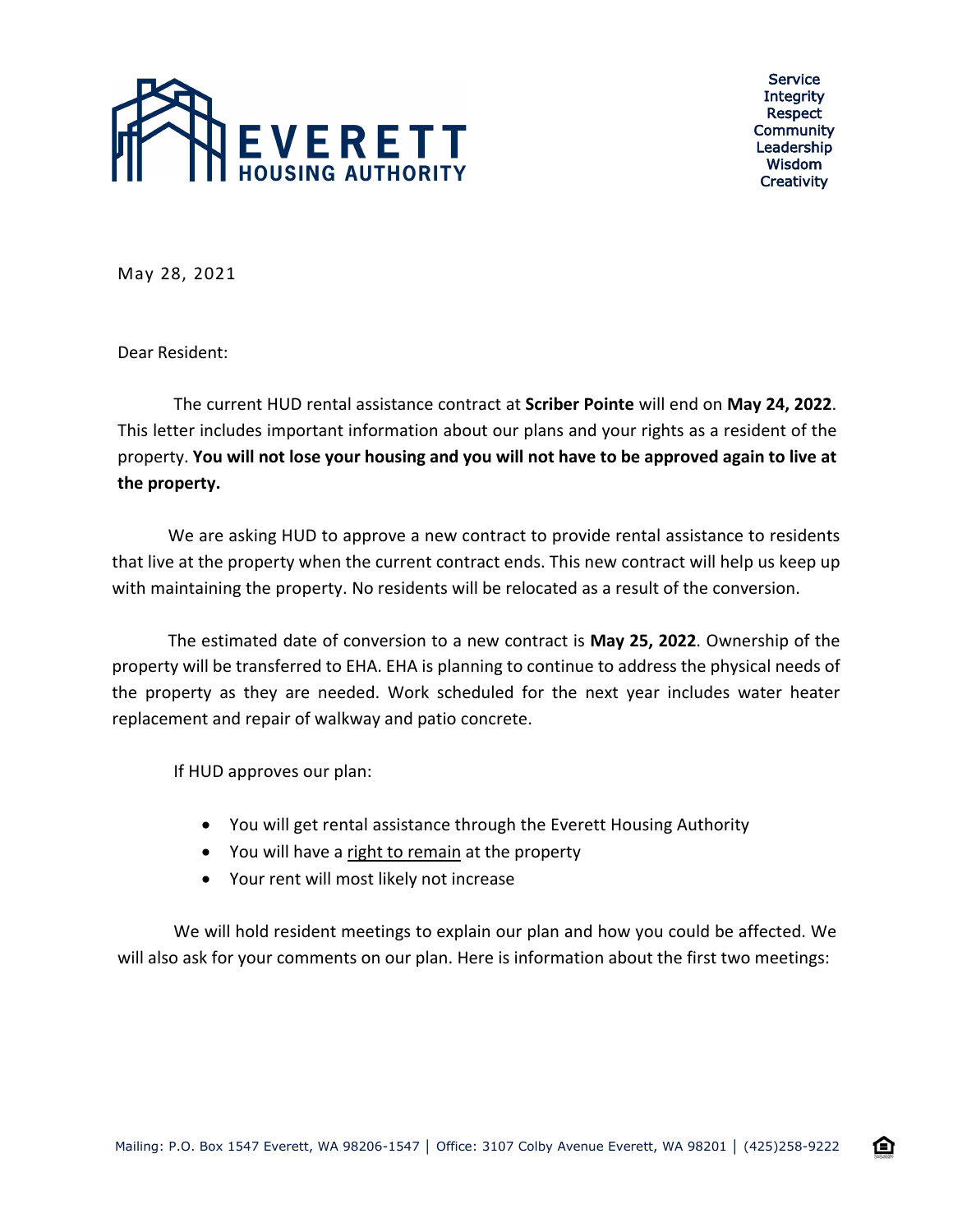**EVERETT HOUSING AUTHORITY**

Service
Integrity
Respect
Community
Leadership
Wisdom
Creativity

May 28, 2021

Dear Resident:

The current HUD rental assistance contract at **Scriber Pointe** will end on **May 24, 2022**. This letter includes important information about our plans and your rights as a resident of the property. **You will not lose your housing and you will not have to be approved again to live at the property.**

We are asking HUD to approve a new contract to provide rental assistance to residents that live at the property when the current contract ends. This new contract will help us keep up with maintaining the property. No residents will be relocated as a result of the conversion.

The estimated date of conversion to a new contract is **May 25, 2022**. Ownership of the property will be transferred to EHA. EHA is planning to continue to address the physical needs of the property as they are needed. Work scheduled for the next year includes water heater replacement and repair of walkway and patio concrete.

If HUD approves our plan:

- You will get rental assistance through the Everett Housing Authority
- You will have a right to remain at the property
- Your rent will most likely not increase

We will hold resident meetings to explain our plan and how you could be affected. We will also ask for your comments on our plan. Here is information about the first two meetings:

Mailing: P.O. Box 1547 Everett, WA 98206-1547 | Office: 3107 Colby Avenue Everett, WA 98201 | (425)258-9222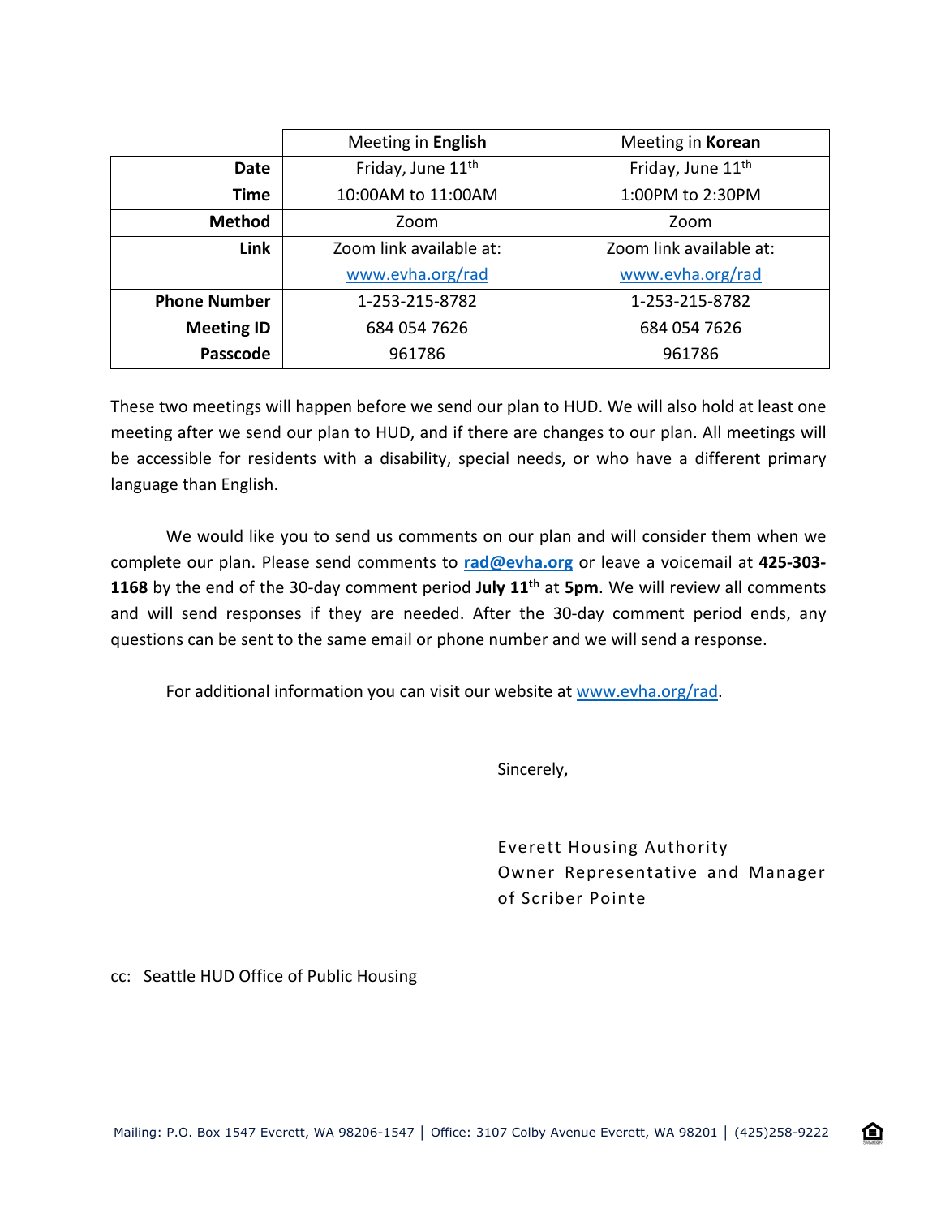| | Meeting in **English** | Meeting in **Korean** |
|---|---|---|
| **Date** | Friday, June 11th | Friday, June 11th |
| **Time** | 10:00AM to 11:00AM | 1:00PM to 2:30PM |
| **Method** | Zoom | Zoom |
| **Link** | Zoom link available at: www.evha.org/rad | Zoom link available at: www.evha.org/rad |
| **Phone Number** | 1-253-215-8782 | 1-253-215-8782 |
| **Meeting ID** | 684 054 7626 | 684 054 7626 |
| **Passcode** | 961786 | 961786 |

These two meetings will happen before we send our plan to HUD. We will also hold at least one meeting after we send our plan to HUD, and if there are changes to our plan. All meetings will be accessible for residents with a disability, special needs, or who have a different primary language than English.

We would like you to send us comments on our plan and will consider them when we complete our plan. Please send comments to **rad@evha.org** or leave a voicemail at **425-303-1168** by the end of the 30-day comment period **July 11th** at **5pm**. We will review all comments and will send responses if they are needed. After the 30-day comment period ends, any questions can be sent to the same email or phone number and we will send a response.

For additional information you can visit our website at www.evha.org/rad.

Sincerely,

Everett Housing Authority
Owner Representative and Manager
of Scriber Pointe

cc: Seattle HUD Office of Public Housing

Mailing: P.O. Box 1547 Everett, WA 98206-1547 | Office: 3107 Colby Avenue Everett, WA 98201 | (425)258-9222